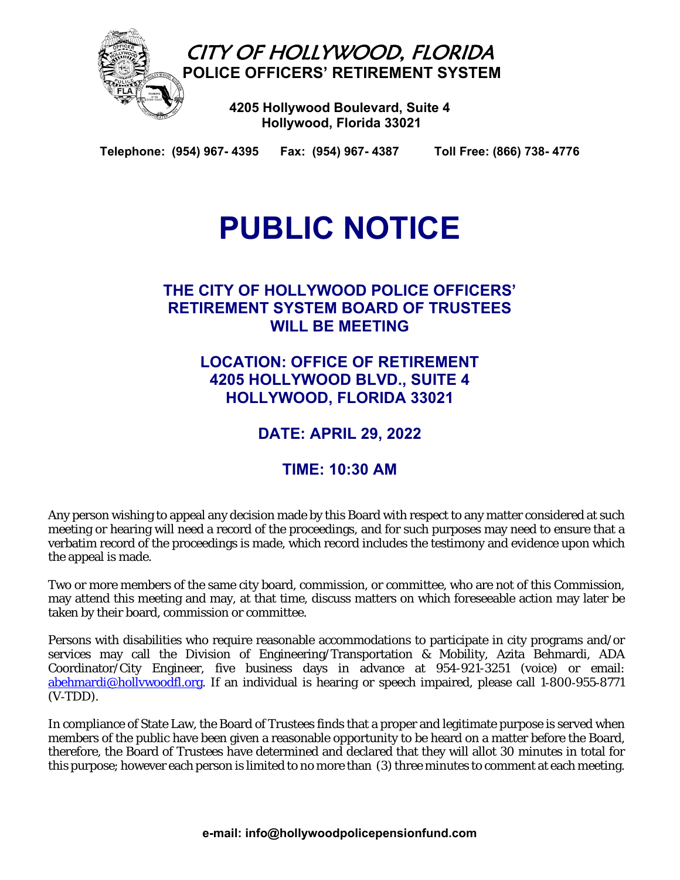# CITY OF HOLLYWOOD, FLORIDA

**POLICE OFFICERS' RETIREMENT SYSTEM**

**4205 Hollywood Boulevard, Suite 4**
**Hollywood, Florida 33021**

**Telephone: (954) 967- 4395 Fax: (954) 967- 4387 Toll Free: (866) 738- 4776**

# PUBLIC NOTICE

## THE CITY OF HOLLYWOOD POLICE OFFICERS' RETIREMENT SYSTEM BOARD OF TRUSTEES WILL BE MEETING

## LOCATION: OFFICE OF RETIREMENT 4205 HOLLYWOOD BLVD., SUITE 4 HOLLYWOOD, FLORIDA 33021

## DATE: APRIL 29, 2022

## TIME: 10:30 AM

Any person wishing to appeal any decision made by this Board with respect to any matter considered at such meeting or hearing will need a record of the proceedings, and for such purposes may need to ensure that a verbatim record of the proceedings is made, which record includes the testimony and evidence upon which the appeal is made.

Two or more members of the same city board, commission, or committee, who are not of this Commission, may attend this meeting and may, at that time, discuss matters on which foreseeable action may later be taken by their board, commission or committee.

Persons with disabilities who require reasonable accommodations to participate in city programs and/or services may call the Division of Engineering/Transportation & Mobility, Azita Behmardi, ADA Coordinator/City Engineer, five business days in advance at 954-921-3251 (voice) or email: abehmardi@hollywoodfl.org. If an individual is hearing or speech impaired, please call 1-800-955-8771 (V-TDD).

In compliance of State Law, the Board of Trustees finds that a proper and legitimate purpose is served when members of the public have been given a reasonable opportunity to be heard on a matter before the Board, therefore, the Board of Trustees have determined and declared that they will allot 30 minutes in total for this purpose; however each person is limited to no more than (3) three minutes to comment at each meeting.

**e-mail: info@hollywoodpolicepensionfund.com**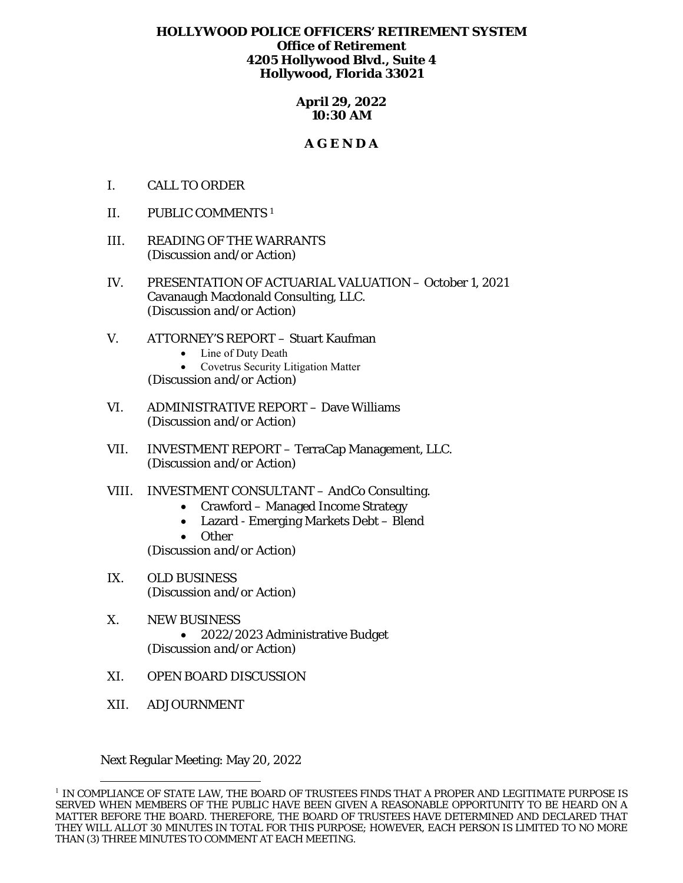**HOLLYWOOD POLICE OFFICERS' RETIREMENT SYSTEM**
**Office of Retirement**
**4205 Hollywood Blvd., Suite 4**
**Hollywood, Florida 33021**

**April 29, 2022**
**10:30 AM**

# A G E N D A

I. CALL TO ORDER

II. PUBLIC COMMENTS [1]

III. READING OF THE WARRANTS
*(Discussion and/or Action)*

IV. PRESENTATION OF ACTUARIAL VALUATION – October 1, 2021
Cavanaugh Macdonald Consulting, LLC.
*(Discussion and/or Action)*

V. ATTORNEY'S REPORT – Stuart Kaufman
- Line of Duty Death
- Covetrus Security Litigation Matter

*(Discussion and/or Action)*

VI. ADMINISTRATIVE REPORT – Dave Williams
*(Discussion and/or Action)*

VII. INVESTMENT REPORT – TerraCap Management, LLC.
*(Discussion and/or Action)*

VIII. INVESTMENT CONSULTANT – AndCo Consulting.
- Crawford – Managed Income Strategy
- Lazard - Emerging Markets Debt – Blend
- Other

*(Discussion and/or Action)*

IX. OLD BUSINESS
*(Discussion and/or Action)*

X. NEW BUSINESS
- 2022/2023 Administrative Budget

*(Discussion and/or Action)*

XI. OPEN BOARD DISCUSSION

XII. ADJOURNMENT

Next Regular Meeting: May 20, 2022

[1] IN COMPLIANCE OF STATE LAW, THE BOARD OF TRUSTEES FINDS THAT A PROPER AND LEGITIMATE PURPOSE IS SERVED WHEN MEMBERS OF THE PUBLIC HAVE BEEN GIVEN A REASONABLE OPPORTUNITY TO BE HEARD ON A MATTER BEFORE THE BOARD. THEREFORE, THE BOARD OF TRUSTEES HAVE DETERMINED AND DECLARED THAT THEY WILL ALLOT 30 MINUTES IN TOTAL FOR THIS PURPOSE; HOWEVER, EACH PERSON IS LIMITED TO NO MORE THAN (3) THREE MINUTES TO COMMENT AT EACH MEETING.